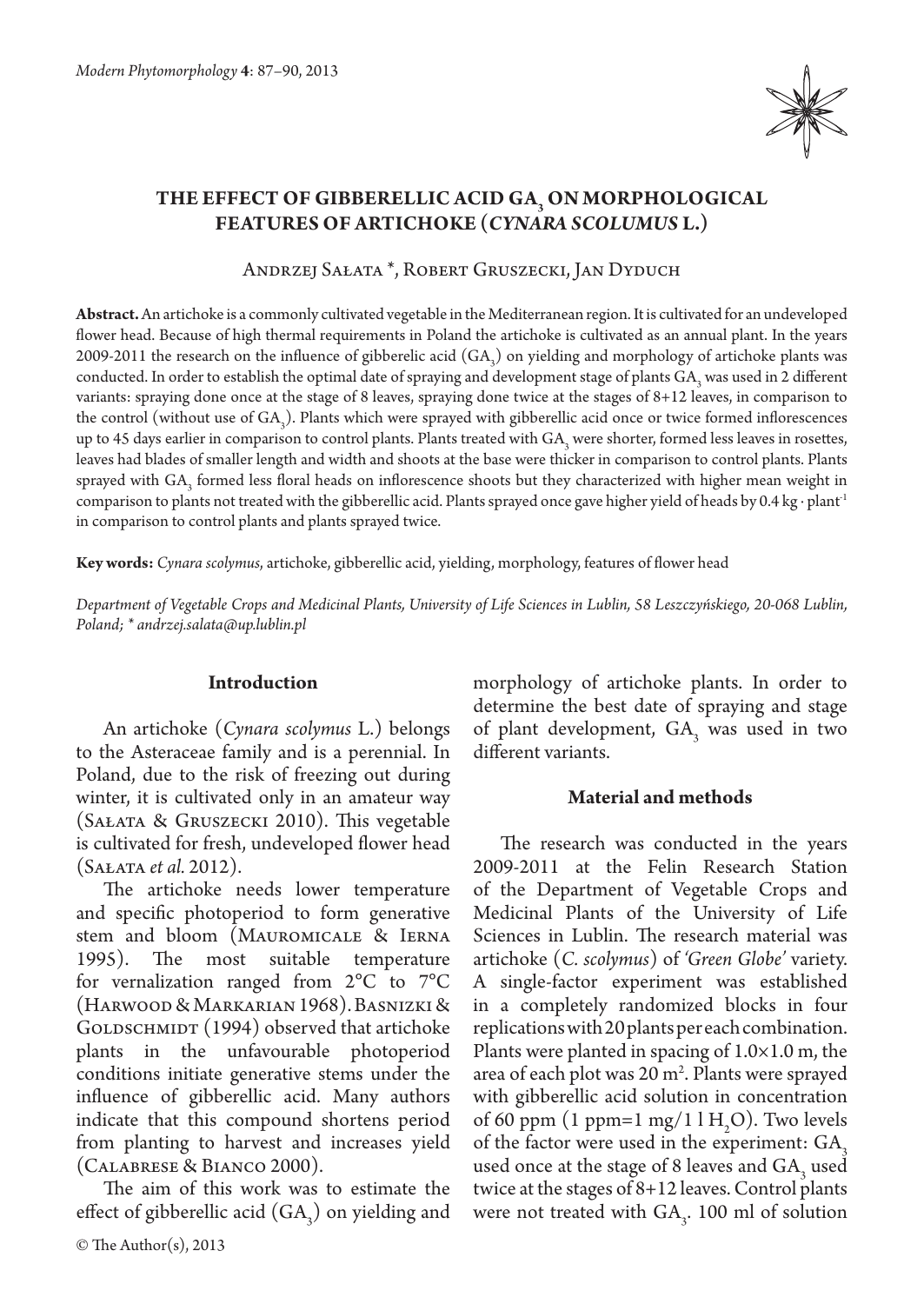# THE EFFECT OF GIBBERELLIC ACID $GA_3$ ON MORPHOLOGICAL FEATURES OF ARTICHOKE (*CYNARA SCOLUMUS* L.)

Andrzej Sałata *, Robert Gruszecki, Jan Dyduch

**Abstract.** An artichoke is a commonly cultivated vegetable in the Mediterranean region. It is cultivated for an undeveloped flower head. Because of high thermal requirements in Poland the artichoke is cultivated as an annual plant. In the years 2009-2011 the research on the influence of gibberelic acid ($GA_3$) on yielding and morphology of artichoke plants was conducted. In order to establish the optimal date of spraying and development stage of plants $GA_3$ was used in 2 different variants: spraying done once at the stage of 8 leaves, spraying done twice at the stages of 8+12 leaves, in comparison to the control (without use of $GA_3$). Plants which were sprayed with gibberellic acid once or twice formed inflorescences up to 45 days earlier in comparison to control plants. Plants treated with $GA_3$ were shorter, formed less leaves in rosettes, leaves had blades of smaller length and width and shoots at the base were thicker in comparison to control plants. Plants sprayed with $GA_3$ formed less floral heads on inflorescence shoots but they characterized with higher mean weight in comparison to plants not treated with the gibberellic acid. Plants sprayed once gave higher yield of heads by 0.4 kg · plant$^{-1}$ in comparison to control plants and plants sprayed twice.

**Key words:** *Cynara scolymus*, artichoke, gibberellic acid, yielding, morphology, features of flower head

*Department of Vegetable Crops and Medicinal Plants, University of Life Sciences in Lublin, 58 Leszczyńskiego, 20-068 Lublin, Poland; * andrzej.salata@up.lublin.pl*

## Introduction

An artichoke (*Cynara scolymus* L.) belongs to the Asteraceae family and is a perennial. In Poland, due to the risk of freezing out during winter, it is cultivated only in an amateur way (Sałata & Gruszecki 2010). This vegetable is cultivated for fresh, undeveloped flower head (Sałata *et al.* 2012).

The artichoke needs lower temperature and specific photoperiod to form generative stem and bloom (Mauromicale & Ierna 1995). The most suitable temperature for vernalization ranged from 2°C to 7°C (Harwood & Markarian 1968). Basnizki & Goldschmidt (1994) observed that artichoke plants in the unfavourable photoperiod conditions initiate generative stems under the influence of gibberellic acid. Many authors indicate that this compound shortens period from planting to harvest and increases yield (Calabrese & Bianco 2000).

The aim of this work was to estimate the effect of gibberellic acid ($GA_3$) on yielding and morphology of artichoke plants. In order to determine the best date of spraying and stage of plant development, $GA_3$ was used in two different variants.

## Material and methods

The research was conducted in the years 2009-2011 at the Felin Research Station of the Department of Vegetable Crops and Medicinal Plants of the University of Life Sciences in Lublin. The research material was artichoke (*C. scolymus*) of *'Green Globe'* variety. A single-factor experiment was established in a completely randomized blocks in four replications with 20 plants per each combination. Plants were planted in spacing of 1.0×1.0 m, the area of each plot was 20 m$^2$. Plants were sprayed with gibberellic acid solution in concentration of 60 ppm (1 ppm=1 mg/1 l $H_2O$). Two levels of the factor were used in the experiment: $GA_3$ used once at the stage of 8 leaves and $GA_3$ used twice at the stages of 8+12 leaves. Control plants were not treated with $GA_3$. 100 ml of solution

© The Author(s), 2013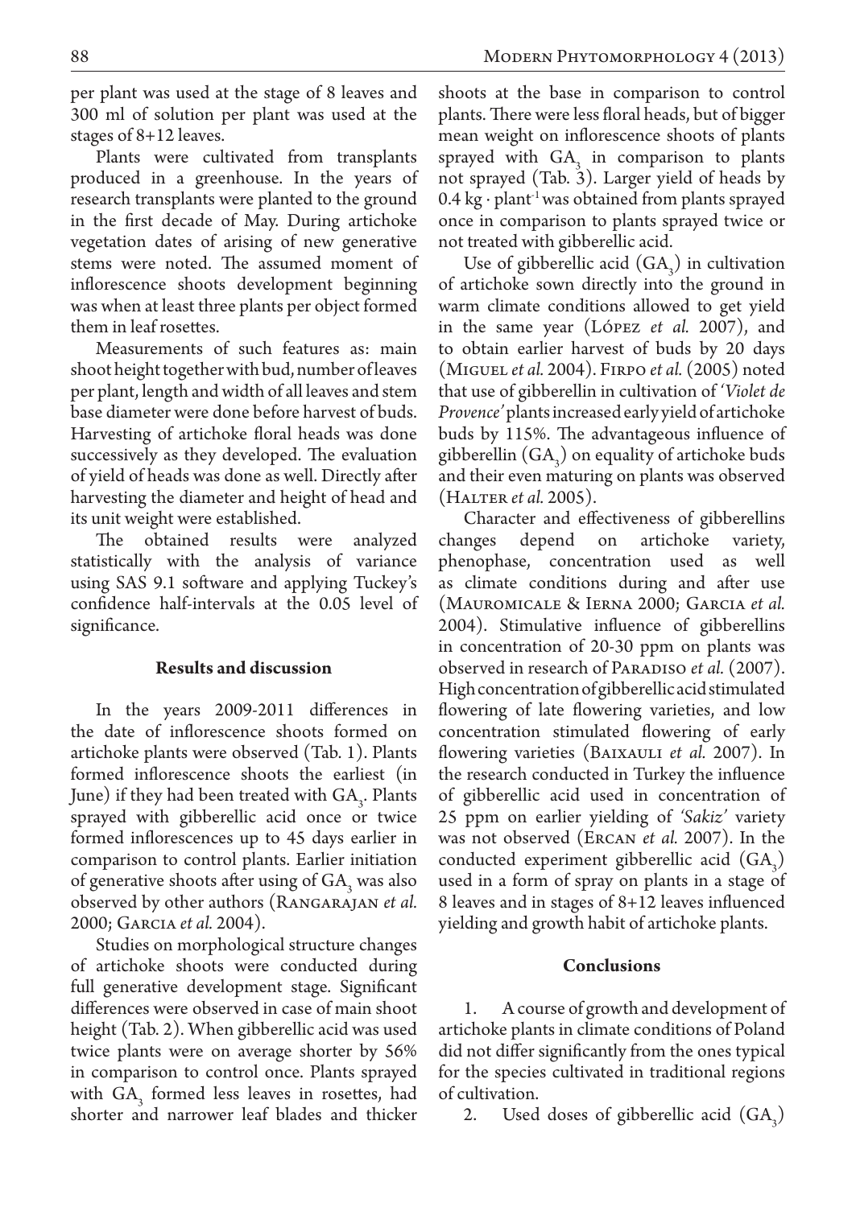per plant was used at the stage of 8 leaves and 300 ml of solution per plant was used at the stages of 8+12 leaves.

Plants were cultivated from transplants produced in a greenhouse. In the years of research transplants were planted to the ground in the first decade of May. During artichoke vegetation dates of arising of new generative stems were noted. The assumed moment of inflorescence shoots development beginning was when at least three plants per object formed them in leaf rosettes.

Measurements of such features as: main shoot height together with bud, number of leaves per plant, length and width of all leaves and stem base diameter were done before harvest of buds. Harvesting of artichoke floral heads was done successively as they developed. The evaluation of yield of heads was done as well. Directly after harvesting the diameter and height of head and its unit weight were established.

The obtained results were analyzed statistically with the analysis of variance using SAS 9.1 software and applying Tuckey's confidence half-intervals at the 0.05 level of significance.

## Results and discussion

In the years 2009-2011 differences in the date of inflorescence shoots formed on artichoke plants were observed (Tab. 1). Plants formed inflorescence shoots the earliest (in June) if they had been treated with $GA_3$. Plants sprayed with gibberellic acid once or twice formed inflorescences up to 45 days earlier in comparison to control plants. Earlier initiation of generative shoots after using of $GA_3$ was also observed by other authors (Rangarajan *et al.* 2000; Garcia *et al.* 2004).

Studies on morphological structure changes of artichoke shoots were conducted during full generative development stage. Significant differences were observed in case of main shoot height (Tab. 2). When gibberellic acid was used twice plants were on average shorter by 56% in comparison to control once. Plants sprayed with $GA_3$ formed less leaves in rosettes, had shorter and narrower leaf blades and thicker shoots at the base in comparison to control plants. There were less floral heads, but of bigger mean weight on inflorescence shoots of plants sprayed with $GA_3$ in comparison to plants not sprayed (Tab. 3). Larger yield of heads by $0.4\ kg \cdot plant^{-1}$ was obtained from plants sprayed once in comparison to plants sprayed twice or not treated with gibberellic acid.

Use of gibberellic acid ($GA_3$) in cultivation of artichoke sown directly into the ground in warm climate conditions allowed to get yield in the same year (López *et al.* 2007), and to obtain earlier harvest of buds by 20 days (Miguel *et al.* 2004). Firpo *et al.* (2005) noted that use of gibberellin in cultivation of *'Violet de Provence'* plants increased early yield of artichoke buds by 115%. The advantageous influence of gibberellin ($GA_3$) on equality of artichoke buds and their even maturing on plants was observed (Halter *et al.* 2005).

Character and effectiveness of gibberellins changes depend on artichoke variety, phenophase, concentration used as well as climate conditions during and after use (Mauromicale & Ierna 2000; Garcia *et al.* 2004). Stimulative influence of gibberellins in concentration of 20-30 ppm on plants was observed in research of Paradiso *et al.* (2007). High concentration of gibberellic acid stimulated flowering of late flowering varieties, and low concentration stimulated flowering of early flowering varieties (Baixauli *et al.* 2007). In the research conducted in Turkey the influence of gibberellic acid used in concentration of 25 ppm on earlier yielding of *'Sakiz'* variety was not observed (Ercan *et al.* 2007). In the conducted experiment gibberellic acid ($GA_3$) used in a form of spray on plants in a stage of 8 leaves and in stages of 8+12 leaves influenced yielding and growth habit of artichoke plants.

## Conclusions

1. A course of growth and development of artichoke plants in climate conditions of Poland did not differ significantly from the ones typical for the species cultivated in traditional regions of cultivation.
2. Used doses of gibberellic acid ($GA_3$)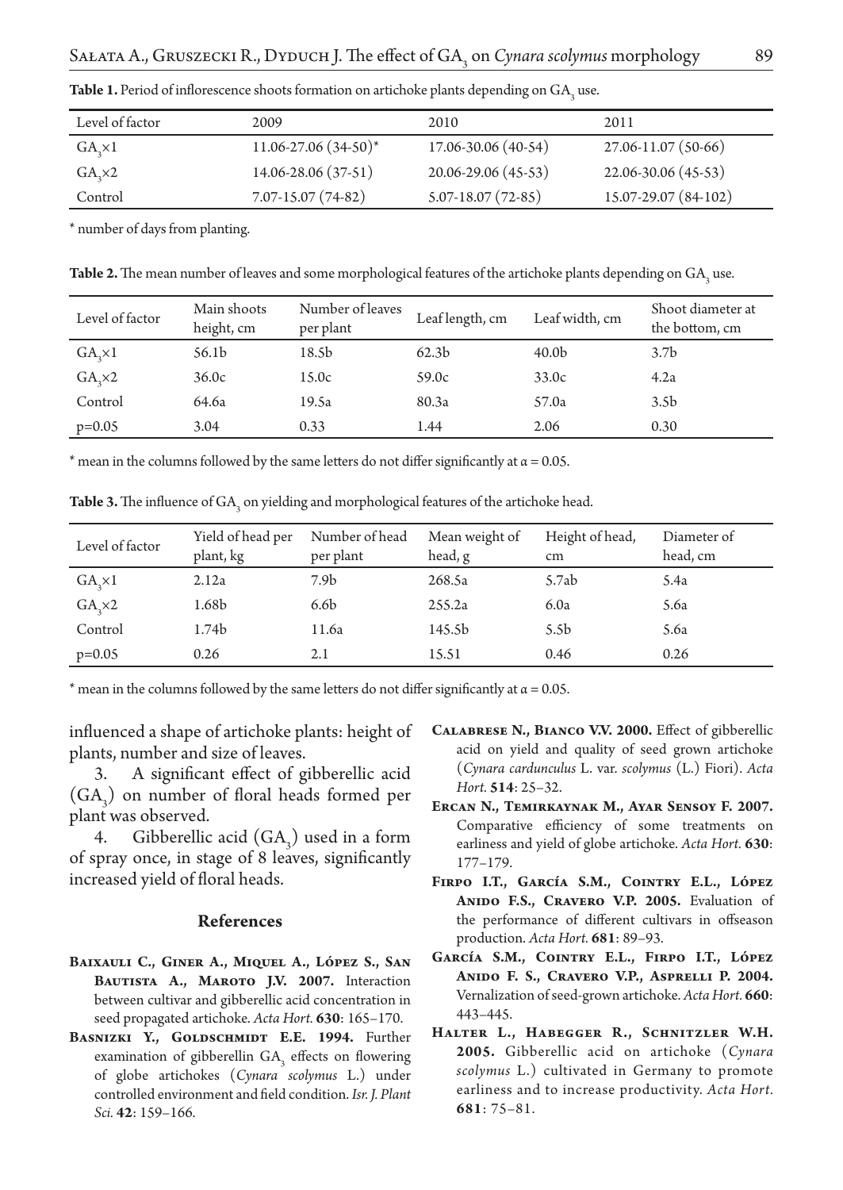**Table 1.** Period of inflorescence shoots formation on artichoke plants depending on $GA_3$ use.

| Level of factor | 2009 | 2010 | 2011 |
|---|---|---|---|
| $GA_3$×1 | 11.06-27.06 (34-50)* | 17.06-30.06 (40-54) | 27.06-11.07 (50-66) |
| $GA_3$×2 | 14.06-28.06 (37-51) | 20.06-29.06 (45-53) | 22.06-30.06 (45-53) |
| Control | 7.07-15.07 (74-82) | 5.07-18.07 (72-85) | 15.07-29.07 (84-102) |

\* number of days from planting.

**Table 2.** The mean number of leaves and some morphological features of the artichoke plants depending on $GA_3$ use.

| Level of factor | Main shoots height, cm | Number of leaves per plant | Leaf length, cm | Leaf width, cm | Shoot diameter at the bottom, cm |
|---|---|---|---|---|---|
| $GA_3$×1 | 56.1b | 18.5b | 62.3b | 40.0b | 3.7b |
| $GA_3$×2 | 36.0c | 15.0c | 59.0c | 33.0c | 4.2a |
| Control | 64.6a | 19.5a | 80.3a | 57.0a | 3.5b |
| p=0.05 | 3.04 | 0.33 | 1.44 | 2.06 | 0.30 |

\* mean in the columns followed by the same letters do not differ significantly at $\alpha = 0.05$.

**Table 3.** The influence of $GA_3$ on yielding and morphological features of the artichoke head.

| Level of factor | Yield of head per plant, kg | Number of head per plant | Mean weight of head, g | Height of head, cm | Diameter of head, cm |
|---|---|---|---|---|---|
| $GA_3$×1 | 2.12a | 7.9b | 268.5a | 5.7ab | 5.4a |
| $GA_3$×2 | 1.68b | 6.6b | 255.2a | 6.0a | 5.6a |
| Control | 1.74b | 11.6a | 145.5b | 5.5b | 5.6a |
| p=0.05 | 0.26 | 2.1 | 15.51 | 0.46 | 0.26 |

\* mean in the columns followed by the same letters do not differ significantly at $\alpha = 0.05$.

influenced a shape of artichoke plants: height of plants, number and size of leaves.

3. A significant effect of gibberellic acid ($GA_3$) on number of floral heads formed per plant was observed.

4. Gibberellic acid ($GA_3$) used in a form of spray once, in stage of 8 leaves, significantly increased yield of floral heads.

## References

**Baixauli C., Giner A., Miquel A., López S., San Bautista A., Maroto J.V. 2007.** Interaction between cultivar and gibberellic acid concentration in seed propagated artichoke. *Acta Hort.* **630**: 165–170.

**Basnizki Y., Goldschmidt E.E. 1994.** Further examination of gibberellin $GA_3$ effects on flowering of globe artichokes (*Cynara scolymus* L.) under controlled environment and field condition. *Isr. J. Plant Sci.* **42**: 159–166.

**Calabrese N., Bianco V.V. 2000.** Effect of gibberellic acid on yield and quality of seed grown artichoke (*Cynara cardunculus* L. var. *scolymus* (L.) Fiori). *Acta Hort.* **514**: 25–32.

**Ercan N., Temirkaynak M., Ayar Sensoy F. 2007.** Comparative efficiency of some treatments on earliness and yield of globe artichoke. *Acta Hort.* **630**: 177–179.

**Firpo I.T., García S.M., Cointry E.L., López Anido F.S., Cravero V.P. 2005.** Evaluation of the performance of different cultivars in offseason production. *Acta Hort.* **681**: 89–93.

**García S.M., Cointry E.L., Firpo I.T., López Anido F. S., Cravero V.P., Asprelli P. 2004.** Vernalization of seed-grown artichoke. *Acta Hort.* **660**: 443–445.

**Halter L., Habegger R., Schnitzler W.H. 2005.** Gibberellic acid on artichoke (*Cynara scolymus* L.) cultivated in Germany to promote earliness and to increase productivity. *Acta Hort.* **681**: 75–81.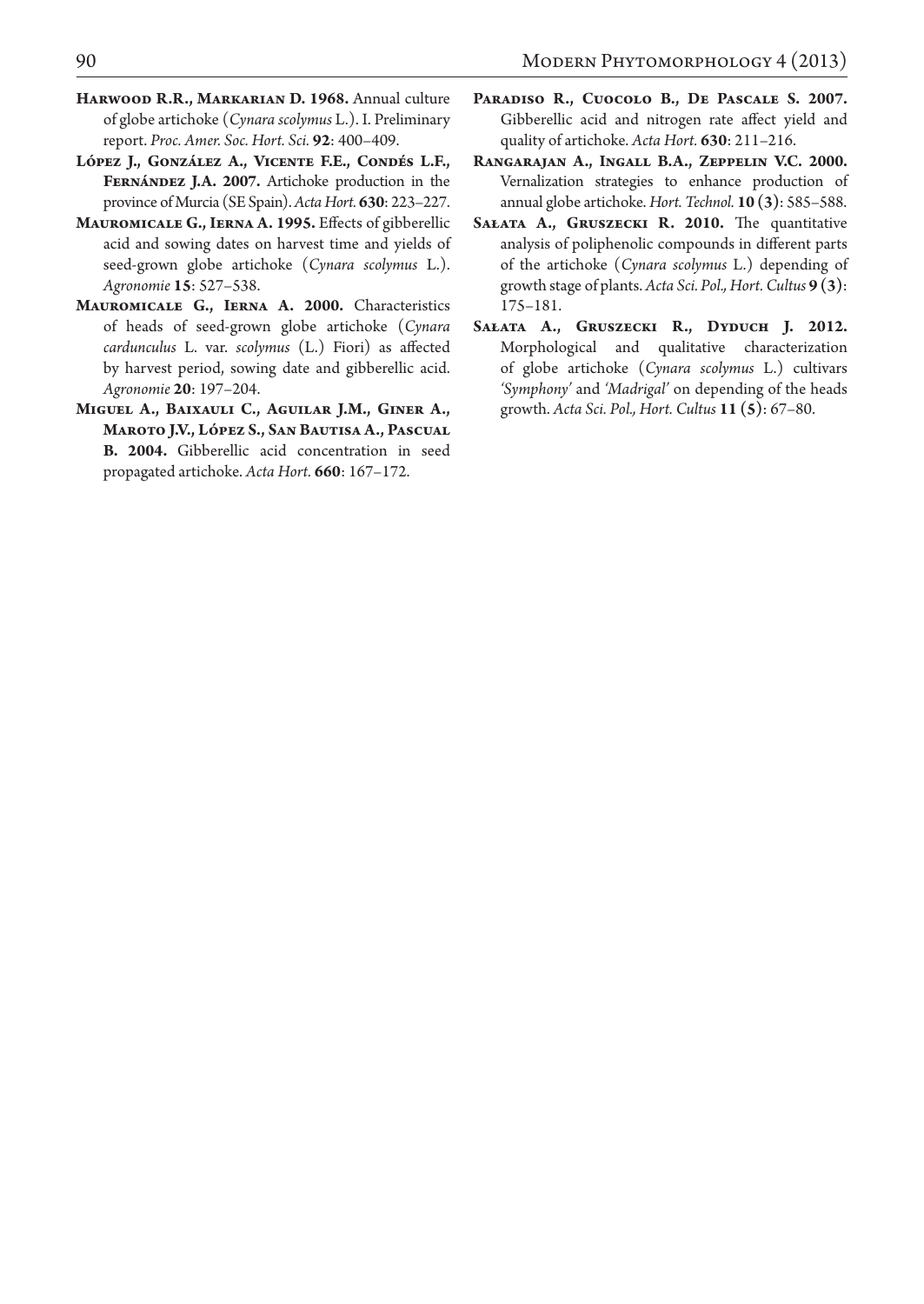**Harwood R.R., Markarian D. 1968.** Annual culture of globe artichoke (*Cynara scolymus* L.). I. Preliminary report. *Proc. Amer. Soc. Hort. Sci.* **92**: 400–409.

**López J., González A., Vicente F.E., Condés L.F., Fernández J.A. 2007.** Artichoke production in the province of Murcia (SE Spain). *Acta Hort.* **630**: 223–227.

**Mauromicale G., Ierna A. 1995.** Effects of gibberellic acid and sowing dates on harvest time and yields of seed-grown globe artichoke (*Cynara scolymus* L.). *Agronomie* **15**: 527–538.

**Mauromicale G., Ierna A. 2000.** Characteristics of heads of seed-grown globe artichoke (*Cynara cardunculus* L. var. *scolymus* (L.) Fiori) as affected by harvest period, sowing date and gibberellic acid. *Agronomie* **20**: 197–204.

**Miguel A., Baixauli C., Aguilar J.M., Giner A., Maroto J.V., López S., San Bautisa A., Pascual B. 2004.** Gibberellic acid concentration in seed propagated artichoke. *Acta Hort.* **660**: 167–172.

**Paradiso R., Cuocolo B., De Pascale S. 2007.** Gibberellic acid and nitrogen rate affect yield and quality of artichoke. *Acta Hort.* **630**: 211–216.

**Rangarajan A., Ingall B.A., Zeppelin V.C. 2000.** Vernalization strategies to enhance production of annual globe artichoke. *Hort. Technol.* **10 (3)**: 585–588.

**Sałata A., Gruszecki R. 2010.** The quantitative analysis of poliphenolic compounds in different parts of the artichoke (*Cynara scolymus* L.) depending of growth stage of plants. *Acta Sci. Pol., Hort. Cultus* **9 (3)**: 175–181.

**Sałata A., Gruszecki R., Dyduch J. 2012.** Morphological and qualitative characterization of globe artichoke (*Cynara scolymus* L.) cultivars *'Symphony'* and *'Madrigal'* on depending of the heads growth. *Acta Sci. Pol., Hort. Cultus* **11 (5)**: 67–80.